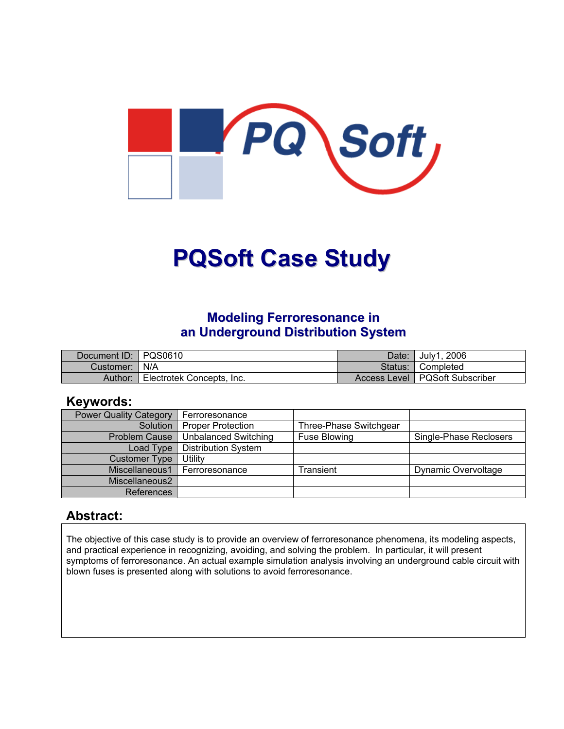# PQSoft Case Study

## Modeling Ferroresonance in an Underground Distribution System

| Document ID: | PQS0610 | Date: | July1, 2006 |
|---|---|---|---|
| Customer: | N/A | Status: | Completed |
| Author: | Electrotek Concepts, Inc. | Access Level | PQSoft Subscriber |

## Keywords:

| Power Quality Category | Ferroresonance | | |
|---|---|---|---|
| Solution | Proper Protection | Three-Phase Switchgear | |
| Problem Cause | Unbalanced Switching | Fuse Blowing | Single-Phase Reclosers |
| Load Type | Distribution System | | |
| Customer Type | Utility | | |
| Miscellaneous1 | Ferroresonance | Transient | Dynamic Overvoltage |
| Miscellaneous2 | | | |
| References | | | |

## Abstract:

The objective of this case study is to provide an overview of ferroresonance phenomena, its modeling aspects, and practical experience in recognizing, avoiding, and solving the problem. In particular, it will present symptoms of ferroresonance. An actual example simulation analysis involving an underground cable circuit with blown fuses is presented along with solutions to avoid ferroresonance.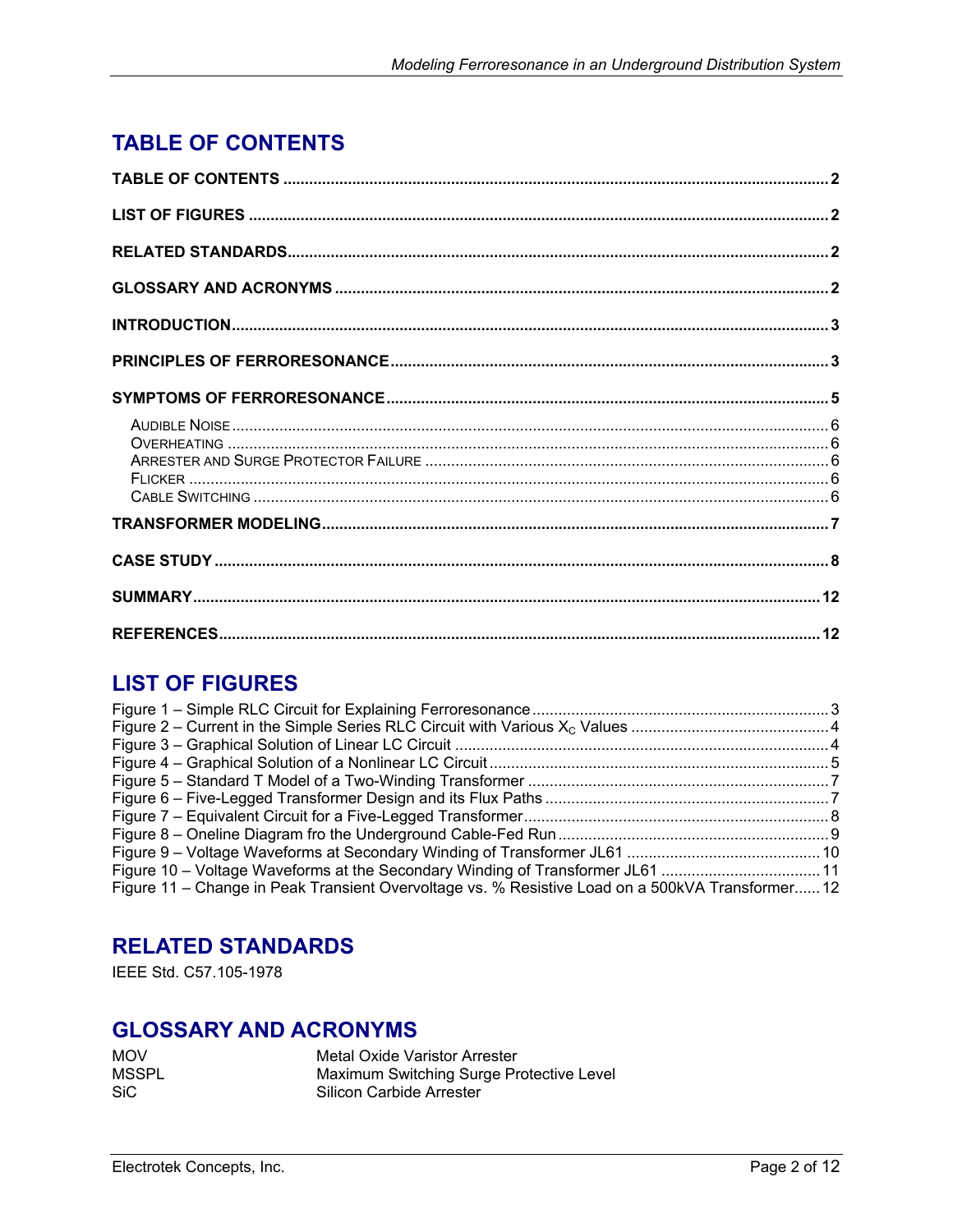## TABLE OF CONTENTS

**TABLE OF CONTENTS** .......... 2

**LIST OF FIGURES** .......... 2

**RELATED STANDARDS** .......... 2

**GLOSSARY AND ACRONYMS** .......... 2

**INTRODUCTION** .......... 3

**PRINCIPLES OF FERRORESONANCE** .......... 3

**SYMPTOMS OF FERRORESONANCE** .......... 5

- Audible Noise .......... 6
- Overheating .......... 6
- Arrester and Surge Protector Failure .......... 6
- Flicker .......... 6
- Cable Switching .......... 6

**TRANSFORMER MODELING** .......... 7

**CASE STUDY** .......... 8

**SUMMARY** .......... 12

**REFERENCES** .......... 12

## LIST OF FIGURES

Figure 1 – Simple RLC Circuit for Explaining Ferroresonance .......... 3
Figure 2 – Current in the Simple Series RLC Circuit with Various $X_C$ Values .......... 4
Figure 3 – Graphical Solution of Linear LC Circuit .......... 4
Figure 4 – Graphical Solution of a Nonlinear LC Circuit .......... 5
Figure 5 – Standard T Model of a Two-Winding Transformer .......... 7
Figure 6 – Five-Legged Transformer Design and its Flux Paths .......... 7
Figure 7 – Equivalent Circuit for a Five-Legged Transformer .......... 8
Figure 8 – Oneline Diagram fro the Underground Cable-Fed Run .......... 9
Figure 9 – Voltage Waveforms at Secondary Winding of Transformer JL61 .......... 10
Figure 10 – Voltage Waveforms at the Secondary Winding of Transformer JL61 .......... 11
Figure 11 – Change in Peak Transient Overvoltage vs. % Resistive Load on a 500kVA Transformer .......... 12

## RELATED STANDARDS

IEEE Std. C57.105-1978

## GLOSSARY AND ACRONYMS

| | |
|---|---|
| MOV | Metal Oxide Varistor Arrester |
| MSSPL | Maximum Switching Surge Protective Level |
| SiC | Silicon Carbide Arrester |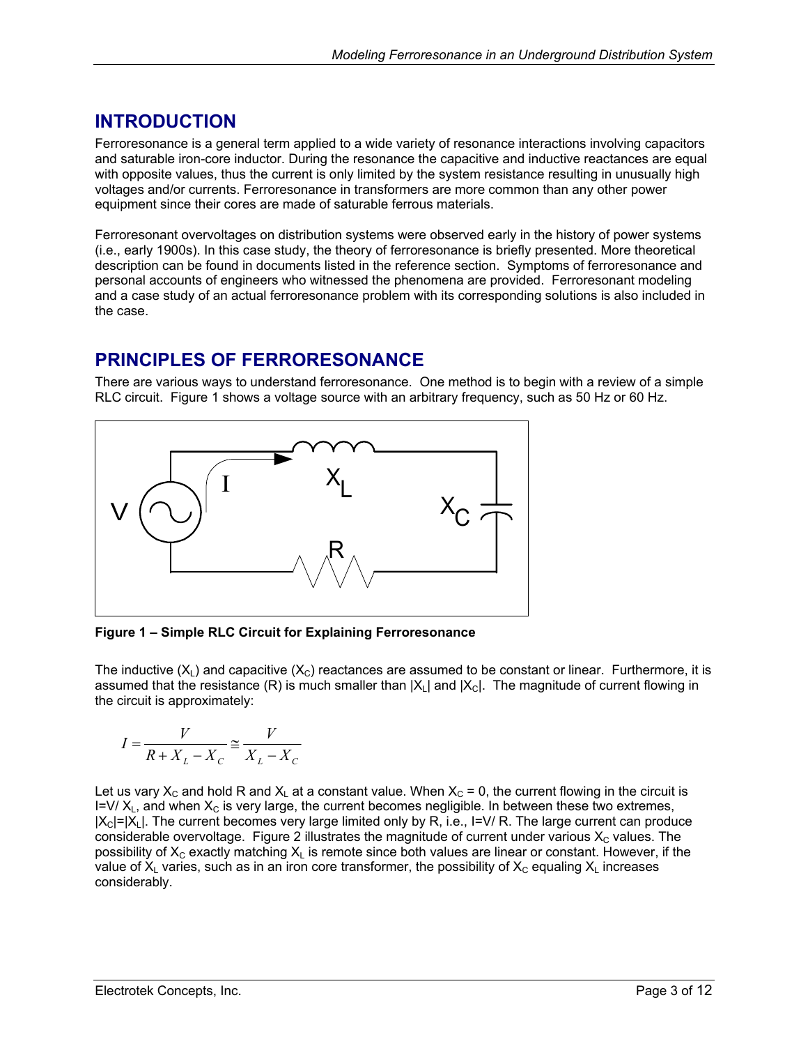## INTRODUCTION

Ferroresonance is a general term applied to a wide variety of resonance interactions involving capacitors and saturable iron-core inductor. During the resonance the capacitive and inductive reactances are equal with opposite values, thus the current is only limited by the system resistance resulting in unusually high voltages and/or currents. Ferroresonance in transformers are more common than any other power equipment since their cores are made of saturable ferrous materials.

Ferroresonant overvoltages on distribution systems were observed early in the history of power systems (i.e., early 1900s). In this case study, the theory of ferroresonance is briefly presented. More theoretical description can be found in documents listed in the reference section. Symptoms of ferroresonance and personal accounts of engineers who witnessed the phenomena are provided. Ferroresonant modeling and a case study of an actual ferroresonance problem with its corresponding solutions is also included in the case.

## PRINCIPLES OF FERRORESONANCE

There are various ways to understand ferroresonance. One method is to begin with a review of a simple RLC circuit. Figure 1 shows a voltage source with an arbitrary frequency, such as 50 Hz or 60 Hz.

**Figure 1 – Simple RLC Circuit for Explaining Ferroresonance**

The inductive ($X_L$) and capacitive ($X_C$) reactances are assumed to be constant or linear. Furthermore, it is assumed that the resistance (R) is much smaller than $|X_L|$ and $|X_C|$. The magnitude of current flowing in the circuit is approximately:

$$I = \frac{V}{R + X_L - X_C} \cong \frac{V}{X_L - X_C}$$

Let us vary $X_C$ and hold R and $X_L$ at a constant value. When $X_C = 0$, the current flowing in the circuit is $I = V/X_L$, and when $X_C$ is very large, the current becomes negligible. In between these two extremes, $|X_C| = |X_L|$. The current becomes very large limited only by R, i.e., $I = V/R$. The large current can produce considerable overvoltage. Figure 2 illustrates the magnitude of current under various $X_C$ values. The possibility of $X_C$ exactly matching $X_L$ is remote since both values are linear or constant. However, if the value of $X_L$ varies, such as in an iron core transformer, the possibility of $X_C$ equaling $X_L$ increases considerably.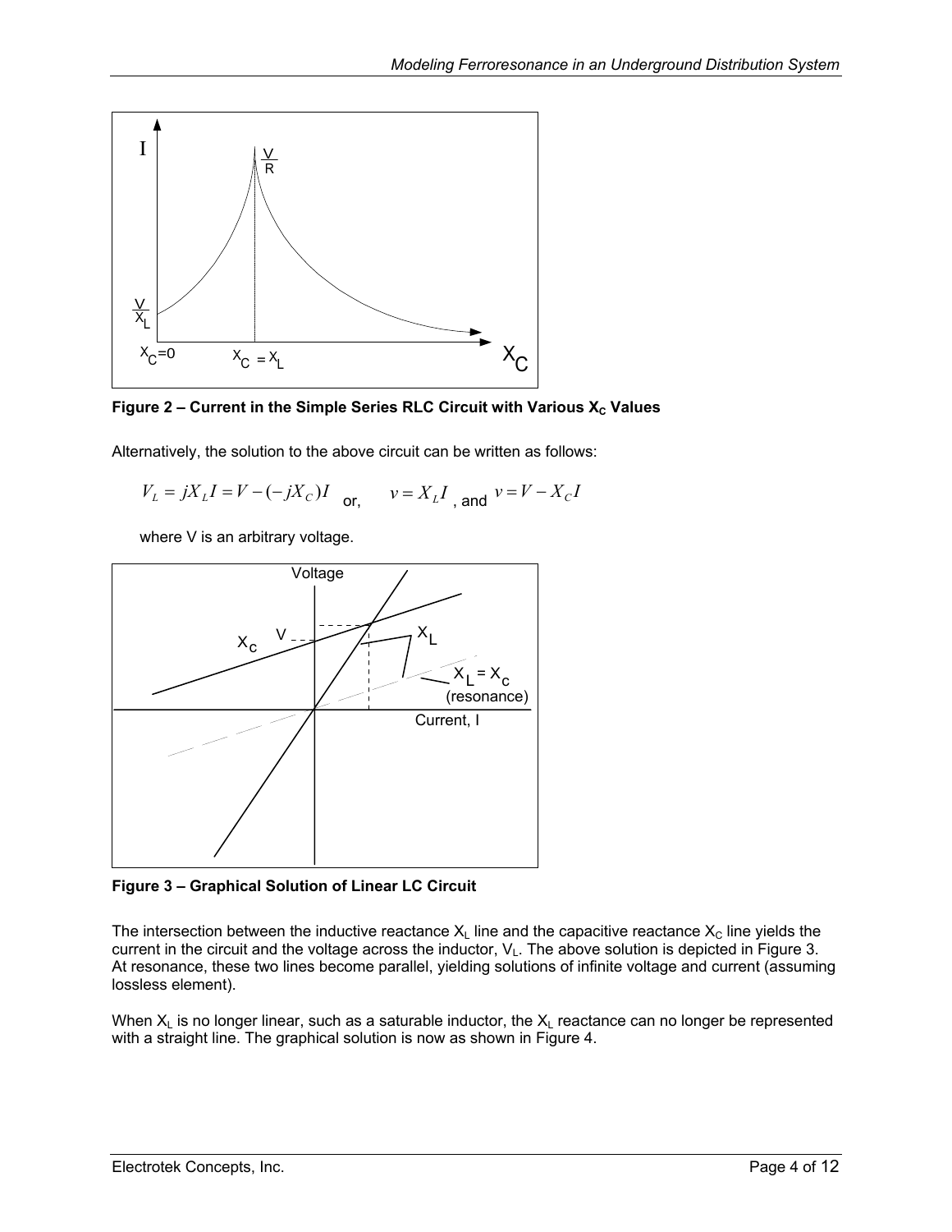**Figure 2 – Current in the Simple Series RLC Circuit with Various $X_C$ Values**

Alternatively, the solution to the above circuit can be written as follows:

$$V_L = jX_L I = V - (-jX_C)I \quad \text{or,} \quad v = X_L I \text{, and } v = V - X_C I$$

where V is an arbitrary voltage.

**Figure 3 – Graphical Solution of Linear LC Circuit**

The intersection between the inductive reactance $X_L$ line and the capacitive reactance $X_C$ line yields the current in the circuit and the voltage across the inductor, $V_L$. The above solution is depicted in Figure 3. At resonance, these two lines become parallel, yielding solutions of infinite voltage and current (assuming lossless element).

When $X_L$ is no longer linear, such as a saturable inductor, the $X_L$ reactance can no longer be represented with a straight line. The graphical solution is now as shown in Figure 4.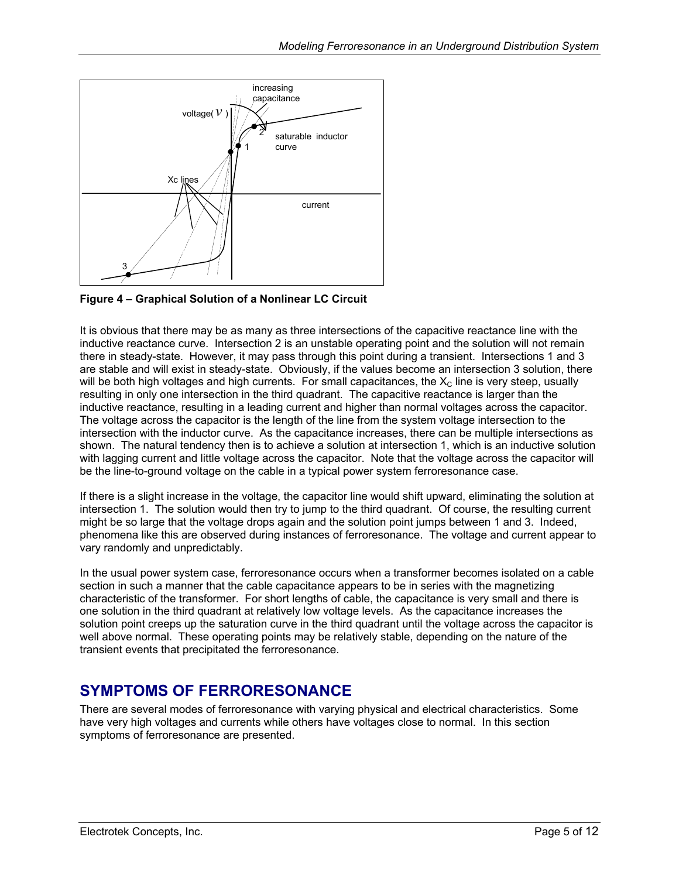Figure 4 – Graphical Solution of a Nonlinear LC Circuit

It is obvious that there may be as many as three intersections of the capacitive reactance line with the inductive reactance curve. Intersection 2 is an unstable operating point and the solution will not remain there in steady-state. However, it may pass through this point during a transient. Intersections 1 and 3 are stable and will exist in steady-state. Obviously, if the values become an intersection 3 solution, there will be both high voltages and high currents. For small capacitances, the $X_C$ line is very steep, usually resulting in only one intersection in the third quadrant. The capacitive reactance is larger than the inductive reactance, resulting in a leading current and higher than normal voltages across the capacitor. The voltage across the capacitor is the length of the line from the system voltage intersection to the intersection with the inductor curve. As the capacitance increases, there can be multiple intersections as shown. The natural tendency then is to achieve a solution at intersection 1, which is an inductive solution with lagging current and little voltage across the capacitor. Note that the voltage across the capacitor will be the line-to-ground voltage on the cable in a typical power system ferroresonance case.

If there is a slight increase in the voltage, the capacitor line would shift upward, eliminating the solution at intersection 1. The solution would then try to jump to the third quadrant. Of course, the resulting current might be so large that the voltage drops again and the solution point jumps between 1 and 3. Indeed, phenomena like this are observed during instances of ferroresonance. The voltage and current appear to vary randomly and unpredictably.

In the usual power system case, ferroresonance occurs when a transformer becomes isolated on a cable section in such a manner that the cable capacitance appears to be in series with the magnetizing characteristic of the transformer. For short lengths of cable, the capacitance is very small and there is one solution in the third quadrant at relatively low voltage levels. As the capacitance increases the solution point creeps up the saturation curve in the third quadrant until the voltage across the capacitor is well above normal. These operating points may be relatively stable, depending on the nature of the transient events that precipitated the ferroresonance.

## SYMPTOMS OF FERRORESONANCE

There are several modes of ferroresonance with varying physical and electrical characteristics. Some have very high voltages and currents while others have voltages close to normal. In this section symptoms of ferroresonance are presented.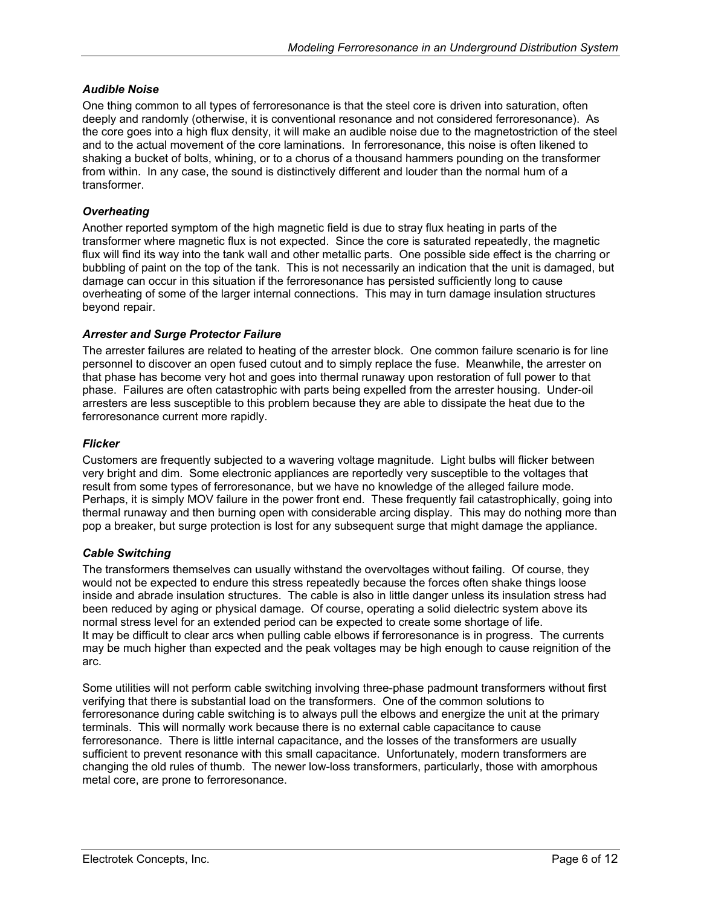### *Audible Noise*

One thing common to all types of ferroresonance is that the steel core is driven into saturation, often deeply and randomly (otherwise, it is conventional resonance and not considered ferroresonance). As the core goes into a high flux density, it will make an audible noise due to the magnetostriction of the steel and to the actual movement of the core laminations. In ferroresonance, this noise is often likened to shaking a bucket of bolts, whining, or to a chorus of a thousand hammers pounding on the transformer from within. In any case, the sound is distinctively different and louder than the normal hum of a transformer.

### *Overheating*

Another reported symptom of the high magnetic field is due to stray flux heating in parts of the transformer where magnetic flux is not expected. Since the core is saturated repeatedly, the magnetic flux will find its way into the tank wall and other metallic parts. One possible side effect is the charring or bubbling of paint on the top of the tank. This is not necessarily an indication that the unit is damaged, but damage can occur in this situation if the ferroresonance has persisted sufficiently long to cause overheating of some of the larger internal connections. This may in turn damage insulation structures beyond repair.

### *Arrester and Surge Protector Failure*

The arrester failures are related to heating of the arrester block. One common failure scenario is for line personnel to discover an open fused cutout and to simply replace the fuse. Meanwhile, the arrester on that phase has become very hot and goes into thermal runaway upon restoration of full power to that phase. Failures are often catastrophic with parts being expelled from the arrester housing. Under-oil arresters are less susceptible to this problem because they are able to dissipate the heat due to the ferroresonance current more rapidly.

### *Flicker*

Customers are frequently subjected to a wavering voltage magnitude. Light bulbs will flicker between very bright and dim. Some electronic appliances are reportedly very susceptible to the voltages that result from some types of ferroresonance, but we have no knowledge of the alleged failure mode. Perhaps, it is simply MOV failure in the power front end. These frequently fail catastrophically, going into thermal runaway and then burning open with considerable arcing display. This may do nothing more than pop a breaker, but surge protection is lost for any subsequent surge that might damage the appliance.

### *Cable Switching*

The transformers themselves can usually withstand the overvoltages without failing. Of course, they would not be expected to endure this stress repeatedly because the forces often shake things loose inside and abrade insulation structures. The cable is also in little danger unless its insulation stress had been reduced by aging or physical damage. Of course, operating a solid dielectric system above its normal stress level for an extended period can be expected to create some shortage of life.
It may be difficult to clear arcs when pulling cable elbows if ferroresonance is in progress. The currents may be much higher than expected and the peak voltages may be high enough to cause reignition of the arc.

Some utilities will not perform cable switching involving three-phase padmount transformers without first verifying that there is substantial load on the transformers. One of the common solutions to ferroresonance during cable switching is to always pull the elbows and energize the unit at the primary terminals. This will normally work because there is no external cable capacitance to cause ferroresonance. There is little internal capacitance, and the losses of the transformers are usually sufficient to prevent resonance with this small capacitance. Unfortunately, modern transformers are changing the old rules of thumb. The newer low-loss transformers, particularly, those with amorphous metal core, are prone to ferroresonance.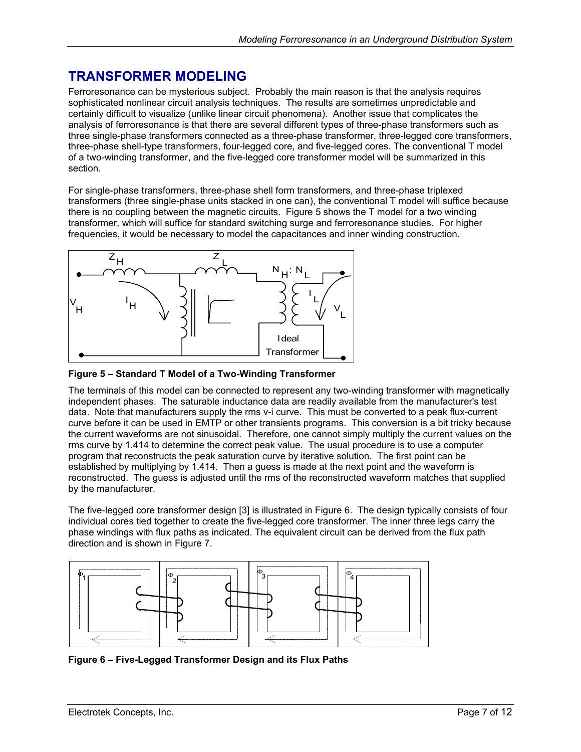## TRANSFORMER MODELING

Ferroresonance can be mysterious subject. Probably the main reason is that the analysis requires sophisticated nonlinear circuit analysis techniques. The results are sometimes unpredictable and certainly difficult to visualize (unlike linear circuit phenomena). Another issue that complicates the analysis of ferroresonance is that there are several different types of three-phase transformers such as three single-phase transformers connected as a three-phase transformer, three-legged core transformers, three-phase shell-type transformers, four-legged core, and five-legged cores. The conventional T model of a two-winding transformer, and the five-legged core transformer model will be summarized in this section.

For single-phase transformers, three-phase shell form transformers, and three-phase triplexed transformers (three single-phase units stacked in one can), the conventional T model will suffice because there is no coupling between the magnetic circuits. Figure 5 shows the T model for a two winding transformer, which will suffice for standard switching surge and ferroresonance studies. For higher frequencies, it would be necessary to model the capacitances and inner winding construction.

**Figure 5 – Standard T Model of a Two-Winding Transformer**

The terminals of this model can be connected to represent any two-winding transformer with magnetically independent phases. The saturable inductance data are readily available from the manufacturer's test data. Note that manufacturers supply the rms v-i curve. This must be converted to a peak flux-current curve before it can be used in EMTP or other transients programs. This conversion is a bit tricky because the current waveforms are not sinusoidal. Therefore, one cannot simply multiply the current values on the rms curve by 1.414 to determine the correct peak value. The usual procedure is to use a computer program that reconstructs the peak saturation curve by iterative solution. The first point can be established by multiplying by 1.414. Then a guess is made at the next point and the waveform is reconstructed. The guess is adjusted until the rms of the reconstructed waveform matches that supplied by the manufacturer.

The five-legged core transformer design [3] is illustrated in Figure 6. The design typically consists of four individual cores tied together to create the five-legged core transformer. The inner three legs carry the phase windings with flux paths as indicated. The equivalent circuit can be derived from the flux path direction and is shown in Figure 7.

**Figure 6 – Five-Legged Transformer Design and its Flux Paths**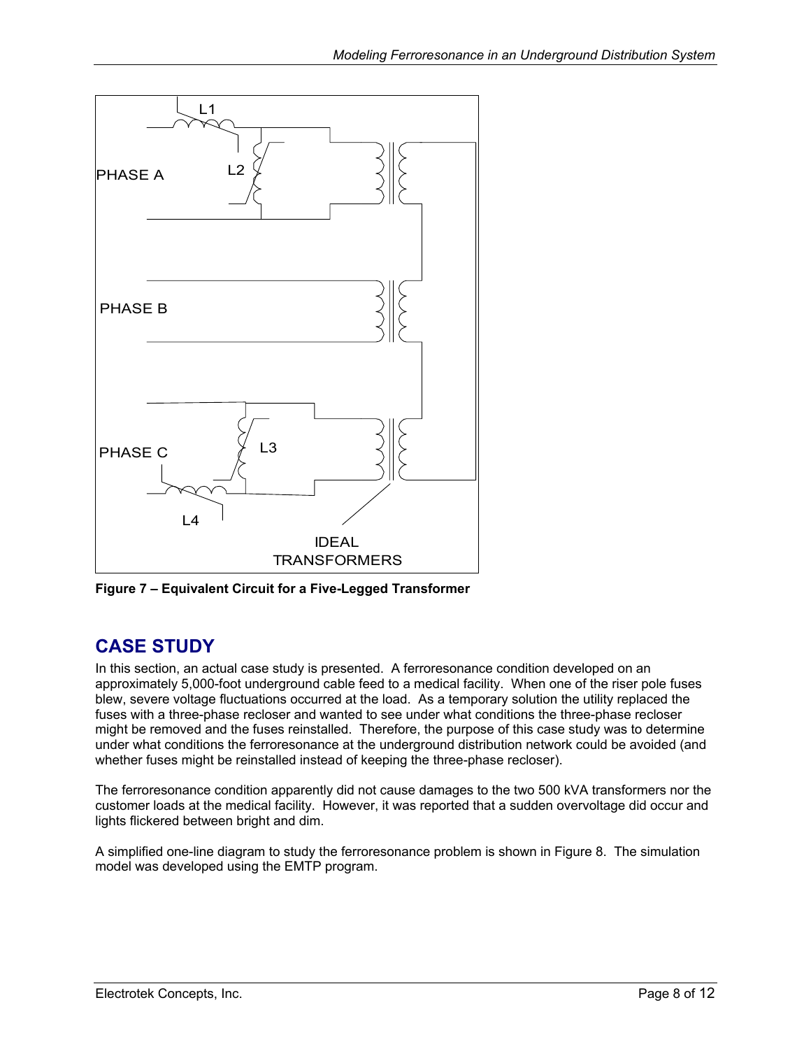**Figure 7 – Equivalent Circuit for a Five-Legged Transformer**

## CASE STUDY

In this section, an actual case study is presented. A ferroresonance condition developed on an approximately 5,000-foot underground cable feed to a medical facility. When one of the riser pole fuses blew, severe voltage fluctuations occurred at the load. As a temporary solution the utility replaced the fuses with a three-phase recloser and wanted to see under what conditions the three-phase recloser might be removed and the fuses reinstalled. Therefore, the purpose of this case study was to determine under what conditions the ferroresonance at the underground distribution network could be avoided (and whether fuses might be reinstalled instead of keeping the three-phase recloser).

The ferroresonance condition apparently did not cause damages to the two 500 kVA transformers nor the customer loads at the medical facility. However, it was reported that a sudden overvoltage did occur and lights flickered between bright and dim.

A simplified one-line diagram to study the ferroresonance problem is shown in Figure 8. The simulation model was developed using the EMTP program.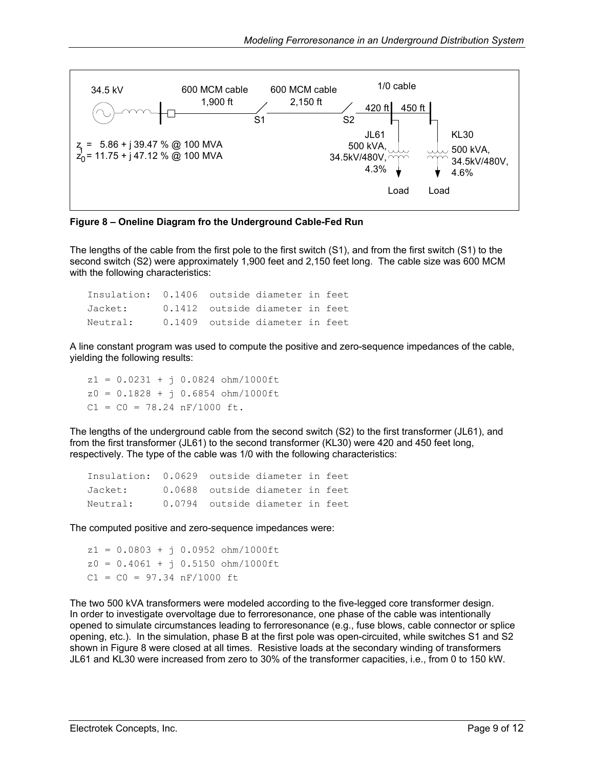**Figure 8 – Oneline Diagram fro the Underground Cable-Fed Run**

The lengths of the cable from the first pole to the first switch (S1), and from the first switch (S1) to the second switch (S2) were approximately 1,900 feet and 2,150 feet long. The cable size was 600 MCM with the following characteristics:

```
Insulation:  0.1406  outside diameter in feet
Jacket:      0.1412  outside diameter in feet
Neutral:     0.1409  outside diameter in feet
```

A line constant program was used to compute the positive and zero-sequence impedances of the cable, yielding the following results:

```
z1 = 0.0231 + j 0.0824 ohm/1000ft
z0 = 0.1828 + j 0.6854 ohm/1000ft
C1 = C0 = 78.24 nF/1000 ft.
```

The lengths of the underground cable from the second switch (S2) to the first transformer (JL61), and from the first transformer (JL61) to the second transformer (KL30) were 420 and 450 feet long, respectively. The type of the cable was 1/0 with the following characteristics:

```
Insulation:  0.0629  outside diameter in feet
Jacket:      0.0688  outside diameter in feet
Neutral:     0.0794  outside diameter in feet
```

The computed positive and zero-sequence impedances were:

```
z1 = 0.0803 + j 0.0952 ohm/1000ft
z0 = 0.4061 + j 0.5150 ohm/1000ft
C1 = C0 = 97.34 nF/1000 ft
```

The two 500 kVA transformers were modeled according to the five-legged core transformer design. In order to investigate overvoltage due to ferroresonance, one phase of the cable was intentionally opened to simulate circumstances leading to ferroresonance (e.g., fuse blows, cable connector or splice opening, etc.). In the simulation, phase B at the first pole was open-circuited, while switches S1 and S2 shown in Figure 8 were closed at all times. Resistive loads at the secondary winding of transformers JL61 and KL30 were increased from zero to 30% of the transformer capacities, i.e., from 0 to 150 kW.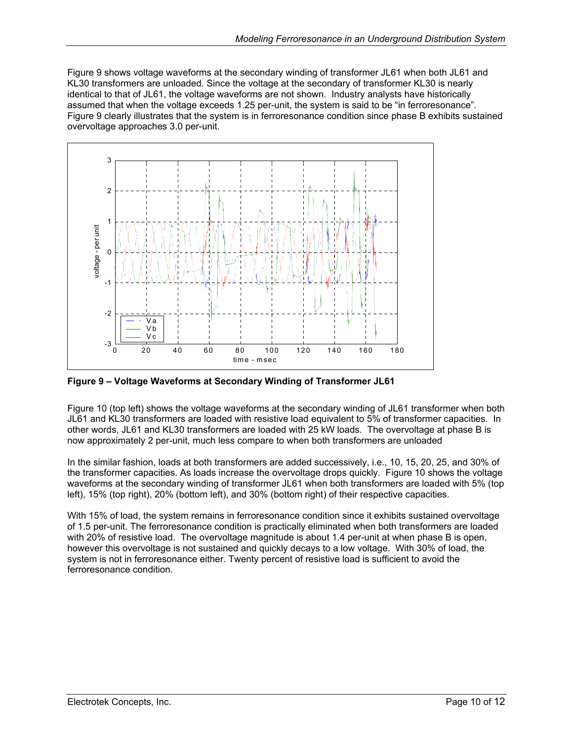Figure 9 shows voltage waveforms at the secondary winding of transformer JL61 when both JL61 and KL30 transformers are unloaded. Since the voltage at the secondary of transformer KL30 is nearly identical to that of JL61, the voltage waveforms are not shown. Industry analysts have historically assumed that when the voltage exceeds 1.25 per-unit, the system is said to be "in ferroresonance". Figure 9 clearly illustrates that the system is in ferroresonance condition since phase B exhibits sustained overvoltage approaches 3.0 per-unit.

**Figure 9 – Voltage Waveforms at Secondary Winding of Transformer JL61**

Figure 10 (top left) shows the voltage waveforms at the secondary winding of JL61 transformer when both JL61 and KL30 transformers are loaded with resistive load equivalent to 5% of transformer capacities. In other words, JL61 and KL30 transformers are loaded with 25 kW loads. The overvoltage at phase B is now approximately 2 per-unit, much less compare to when both transformers are unloaded

In the similar fashion, loads at both transformers are added successively, i.e., 10, 15, 20, 25, and 30% of the transformer capacities. As loads increase the overvoltage drops quickly. Figure 10 shows the voltage waveforms at the secondary winding of transformer JL61 when both transformers are loaded with 5% (top left), 15% (top right), 20% (bottom left), and 30% (bottom right) of their respective capacities.

With 15% of load, the system remains in ferroresonance condition since it exhibits sustained overvoltage of 1.5 per-unit. The ferroresonance condition is practically eliminated when both transformers are loaded with 20% of resistive load. The overvoltage magnitude is about 1.4 per-unit at when phase B is open, however this overvoltage is not sustained and quickly decays to a low voltage. With 30% of load, the system is not in ferroresonance either. Twenty percent of resistive load is sufficient to avoid the ferroresonance condition.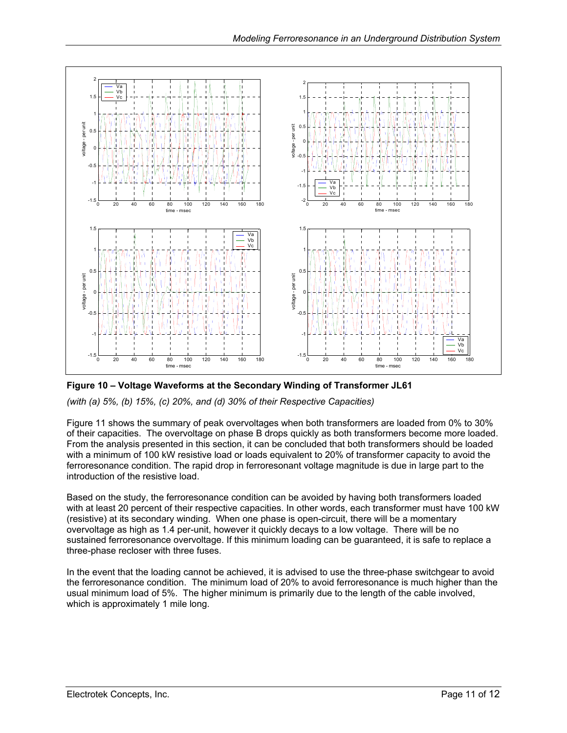**Figure 10 – Voltage Waveforms at the Secondary Winding of Transformer JL61**

*(with (a) 5%, (b) 15%, (c) 20%, and (d) 30% of their Respective Capacities)*

Figure 11 shows the summary of peak overvoltages when both transformers are loaded from 0% to 30% of their capacities. The overvoltage on phase B drops quickly as both transformers become more loaded. From the analysis presented in this section, it can be concluded that both transformers should be loaded with a minimum of 100 kW resistive load or loads equivalent to 20% of transformer capacity to avoid the ferroresonance condition. The rapid drop in ferroresonant voltage magnitude is due in large part to the introduction of the resistive load.

Based on the study, the ferroresonance condition can be avoided by having both transformers loaded with at least 20 percent of their respective capacities. In other words, each transformer must have 100 kW (resistive) at its secondary winding. When one phase is open-circuit, there will be a momentary overvoltage as high as 1.4 per-unit, however it quickly decays to a low voltage. There will be no sustained ferroresonance overvoltage. If this minimum loading can be guaranteed, it is safe to replace a three-phase recloser with three fuses.

In the event that the loading cannot be achieved, it is advised to use the three-phase switchgear to avoid the ferroresonance condition. The minimum load of 20% to avoid ferroresonance is much higher than the usual minimum load of 5%. The higher minimum is primarily due to the length of the cable involved, which is approximately 1 mile long.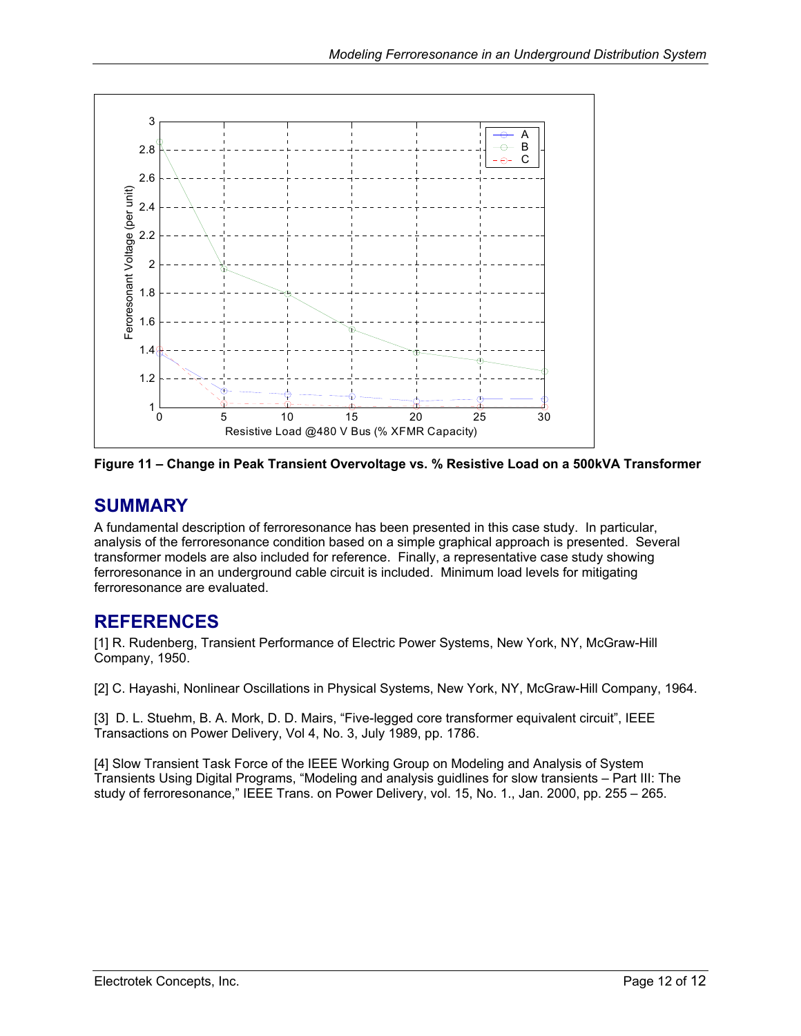3
2.8
2.6
2.4
2.2
2
1.8
1.6
1.4
1.2
1

0 5 10 15 20 25 30

Feroresonant Voltage (per unit)

Resistive Load @480 V Bus (% XFMR Capacity)

A
B
C

**Figure 11 – Change in Peak Transient Overvoltage vs. % Resistive Load on a 500kVA Transformer**

## SUMMARY

A fundamental description of ferroresonance has been presented in this case study. In particular, analysis of the ferroresonance condition based on a simple graphical approach is presented. Several transformer models are also included for reference. Finally, a representative case study showing ferroresonance in an underground cable circuit is included. Minimum load levels for mitigating ferroresonance are evaluated.

## REFERENCES

[1] R. Rudenberg, Transient Performance of Electric Power Systems, New York, NY, McGraw-Hill Company, 1950.

[2] C. Hayashi, Nonlinear Oscillations in Physical Systems, New York, NY, McGraw-Hill Company, 1964.

[3] D. L. Stuehm, B. A. Mork, D. D. Mairs, "Five-legged core transformer equivalent circuit", IEEE Transactions on Power Delivery, Vol 4, No. 3, July 1989, pp. 1786.

[4] Slow Transient Task Force of the IEEE Working Group on Modeling and Analysis of System Transients Using Digital Programs, "Modeling and analysis guidlines for slow transients – Part III: The study of ferroresonance," IEEE Trans. on Power Delivery, vol. 15, No. 1., Jan. 2000, pp. 255 – 265.